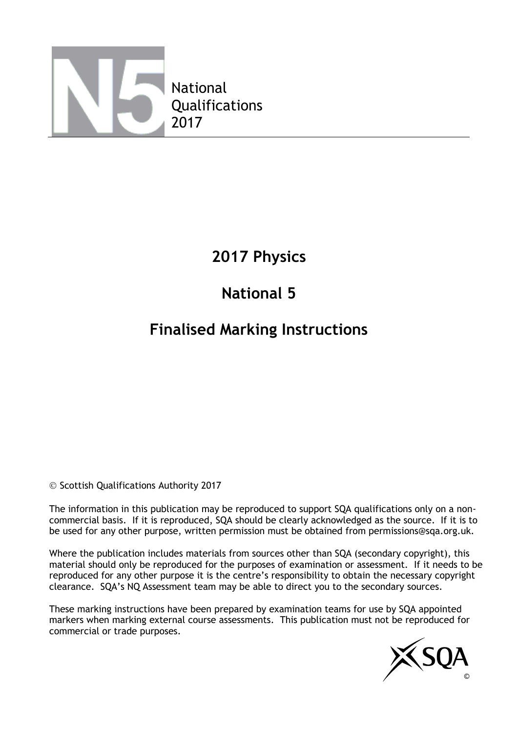National
Qualifications
2017

# 2017 Physics

# National 5

# Finalised Marking Instructions

© Scottish Qualifications Authority 2017

The information in this publication may be reproduced to support SQA qualifications only on a non-commercial basis. If it is reproduced, SQA should be clearly acknowledged as the source. If it is to be used for any other purpose, written permission must be obtained from permissions@sqa.org.uk.

Where the publication includes materials from sources other than SQA (secondary copyright), this material should only be reproduced for the purposes of examination or assessment. If it needs to be reproduced for any other purpose it is the centre's responsibility to obtain the necessary copyright clearance. SQA's NQ Assessment team may be able to direct you to the secondary sources.

These marking instructions have been prepared by examination teams for use by SQA appointed markers when marking external course assessments. This publication must not be reproduced for commercial or trade purposes.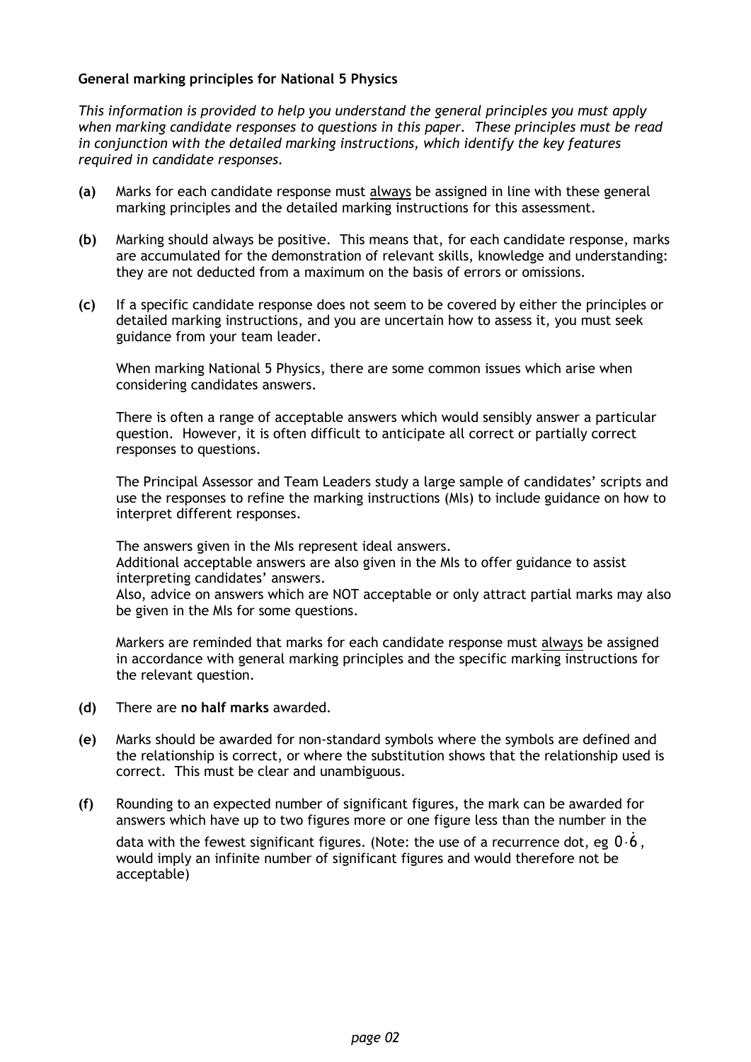**General marking principles for National 5 Physics**

*This information is provided to help you understand the general principles you must apply when marking candidate responses to questions in this paper. These principles must be read in conjunction with the detailed marking instructions, which identify the key features required in candidate responses.*

**(a)** Marks for each candidate response must always be assigned in line with these general marking principles and the detailed marking instructions for this assessment.

**(b)** Marking should always be positive. This means that, for each candidate response, marks are accumulated for the demonstration of relevant skills, knowledge and understanding: they are not deducted from a maximum on the basis of errors or omissions.

**(c)** If a specific candidate response does not seem to be covered by either the principles or detailed marking instructions, and you are uncertain how to assess it, you must seek guidance from your team leader.

When marking National 5 Physics, there are some common issues which arise when considering candidates answers.

There is often a range of acceptable answers which would sensibly answer a particular question. However, it is often difficult to anticipate all correct or partially correct responses to questions.

The Principal Assessor and Team Leaders study a large sample of candidates' scripts and use the responses to refine the marking instructions (MIs) to include guidance on how to interpret different responses.

The answers given in the MIs represent ideal answers.
Additional acceptable answers are also given in the MIs to offer guidance to assist interpreting candidates' answers.
Also, advice on answers which are NOT acceptable or only attract partial marks may also be given in the MIs for some questions.

Markers are reminded that marks for each candidate response must always be assigned in accordance with general marking principles and the specific marking instructions for the relevant question.

**(d)** There are **no half marks** awarded.

**(e)** Marks should be awarded for non-standard symbols where the symbols are defined and the relationship is correct, or where the substitution shows that the relationship used is correct. This must be clear and unambiguous.

**(f)** Rounding to an expected number of significant figures, the mark can be awarded for answers which have up to two figures more or one figure less than the number in the data with the fewest significant figures. (Note: the use of a recurrence dot, eg $0{\cdot}\dot{6}$, would imply an infinite number of significant figures and would therefore not be acceptable)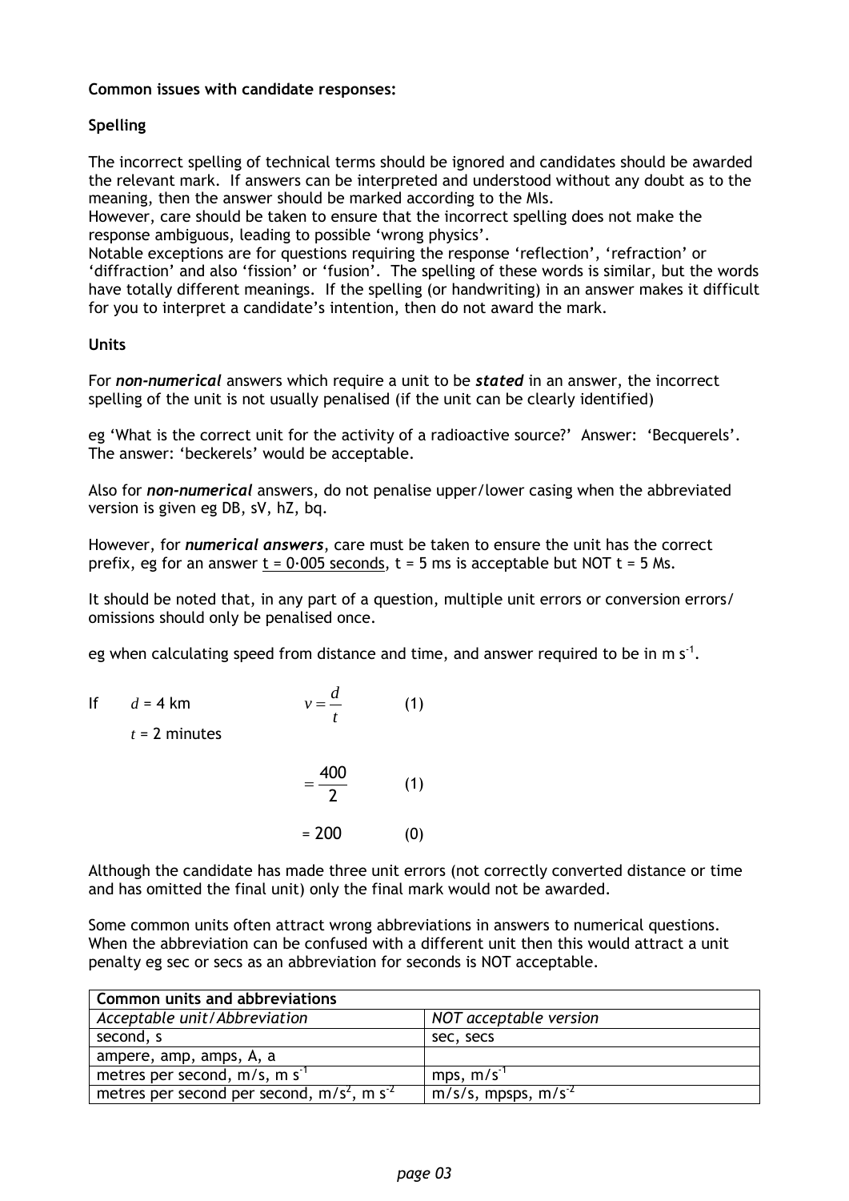**Common issues with candidate responses:**

**Spelling**

The incorrect spelling of technical terms should be ignored and candidates should be awarded the relevant mark. If answers can be interpreted and understood without any doubt as to the meaning, then the answer should be marked according to the MIs.
However, care should be taken to ensure that the incorrect spelling does not make the response ambiguous, leading to possible 'wrong physics'.
Notable exceptions are for questions requiring the response 'reflection', 'refraction' or 'diffraction' and also 'fission' or 'fusion'. The spelling of these words is similar, but the words have totally different meanings. If the spelling (or handwriting) in an answer makes it difficult for you to interpret a candidate's intention, then do not award the mark.

**Units**

For ***non-numerical*** answers which require a unit to be ***stated*** in an answer, the incorrect spelling of the unit is not usually penalised (if the unit can be clearly identified)

eg 'What is the correct unit for the activity of a radioactive source?' Answer: 'Becquerels'. The answer: 'beckerels' would be acceptable.

Also for ***non-numerical*** answers, do not penalise upper/lower casing when the abbreviated version is given eg DB, sV, hZ, bq.

However, for ***numerical answers***, care must be taken to ensure the unit has the correct prefix, eg for an answer <u>t = 0·005 seconds</u>, t = 5 ms is acceptable but NOT t = 5 Ms.

It should be noted that, in any part of a question, multiple unit errors or conversion errors/ omissions should only be penalised once.

eg when calculating speed from distance and time, and answer required to be in m s$^{-1}$.

If $d$ = 4 km, $t$ = 2 minutes

$$v = \frac{d}{t} \quad (1)$$

$$= \frac{400}{2} \quad (1)$$

$$= 200 \quad (0)$$

Although the candidate has made three unit errors (not correctly converted distance or time and has omitted the final unit) only the final mark would not be awarded.

Some common units often attract wrong abbreviations in answers to numerical questions. When the abbreviation can be confused with a different unit then this would attract a unit penalty eg sec or secs as an abbreviation for seconds is NOT acceptable.

| **Common units and abbreviations** | |
|---|---|
| *Acceptable unit/Abbreviation* | *NOT acceptable version* |
| second, s | sec, secs |
| ampere, amp, amps, A, a | |
| metres per second, m/s, m s$^{-1}$ | mps, m/s$^{-1}$ |
| metres per second per second, m/s$^2$, m s$^{-2}$ | m/s/s, mpsps, m/s$^{-2}$ |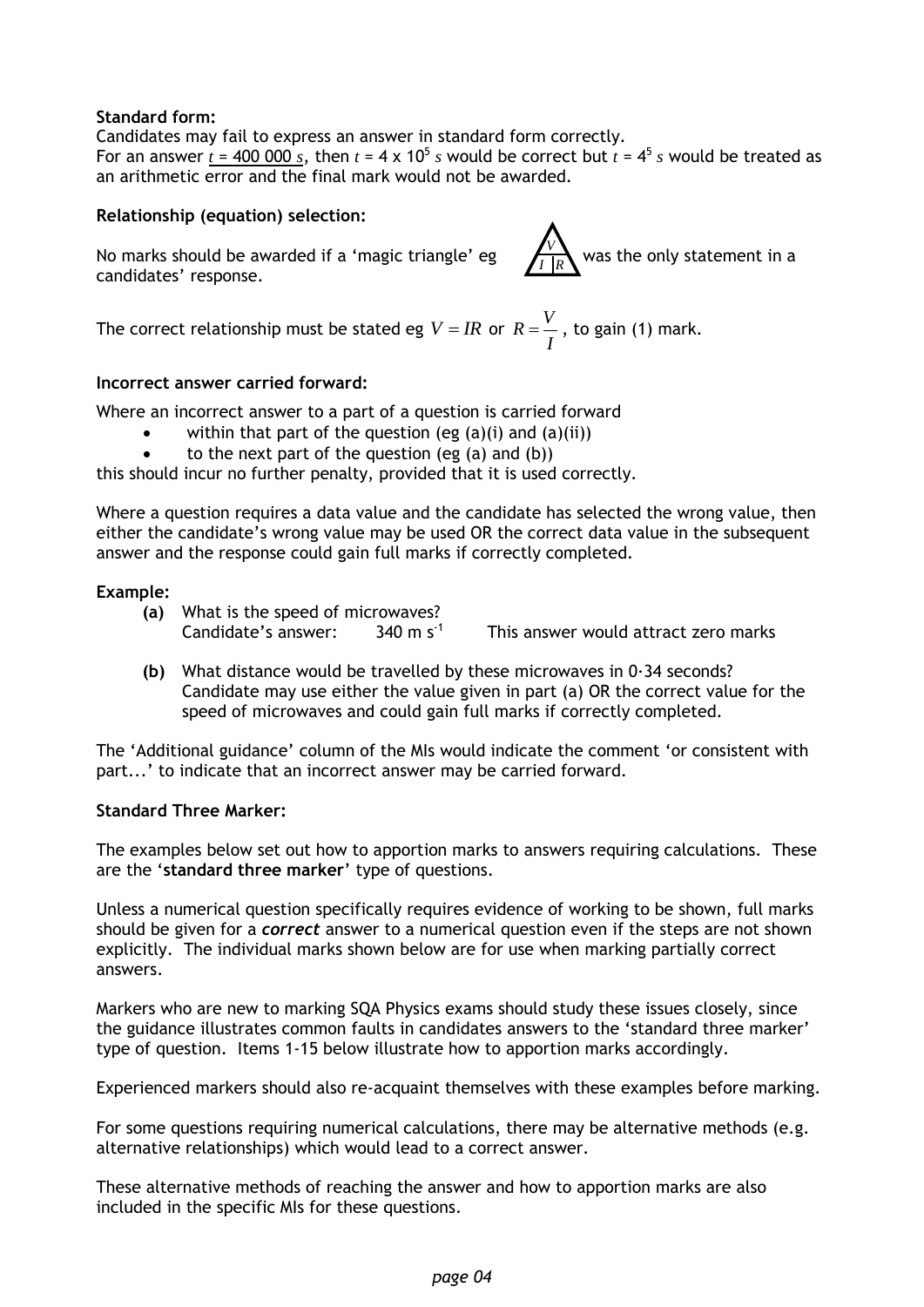**Standard form:**

Candidates may fail to express an answer in standard form correctly.
For an answer $t$ = 400 000 $s$, then $t = 4 \times 10^5$ $s$ would be correct but $t = 4^5$ $s$ would be treated as an arithmetic error and the final mark would not be awarded.

**Relationship (equation) selection:**

No marks should be awarded if a 'magic triangle' eg [V over I R triangle] was the only statement in a candidates' response.

The correct relationship must be stated eg $V = IR$ or $R = \frac{V}{I}$, to gain (1) mark.

**Incorrect answer carried forward:**

Where an incorrect answer to a part of a question is carried forward

- within that part of the question (eg (a)(i) and (a)(ii))
- to the next part of the question (eg (a) and (b))

this should incur no further penalty, provided that it is used correctly.

Where a question requires a data value and the candidate has selected the wrong value, then either the candidate's wrong value may be used OR the correct data value in the subsequent answer and the response could gain full marks if correctly completed.

**Example:**

**(a)** What is the speed of microwaves?
Candidate's answer: 340 m $s^{-1}$ This answer would attract zero marks

**(b)** What distance would be travelled by these microwaves in 0·34 seconds?
Candidate may use either the value given in part (a) OR the correct value for the speed of microwaves and could gain full marks if correctly completed.

The 'Additional guidance' column of the MIs would indicate the comment 'or consistent with part...' to indicate that an incorrect answer may be carried forward.

**Standard Three Marker:**

The examples below set out how to apportion marks to answers requiring calculations. These are the '**standard three marker**' type of questions.

Unless a numerical question specifically requires evidence of working to be shown, full marks should be given for a ***correct*** answer to a numerical question even if the steps are not shown explicitly. The individual marks shown below are for use when marking partially correct answers.

Markers who are new to marking SQA Physics exams should study these issues closely, since the guidance illustrates common faults in candidates answers to the 'standard three marker' type of question. Items 1-15 below illustrate how to apportion marks accordingly.

Experienced markers should also re-acquaint themselves with these examples before marking.

For some questions requiring numerical calculations, there may be alternative methods (e.g. alternative relationships) which would lead to a correct answer.

These alternative methods of reaching the answer and how to apportion marks are also included in the specific MIs for these questions.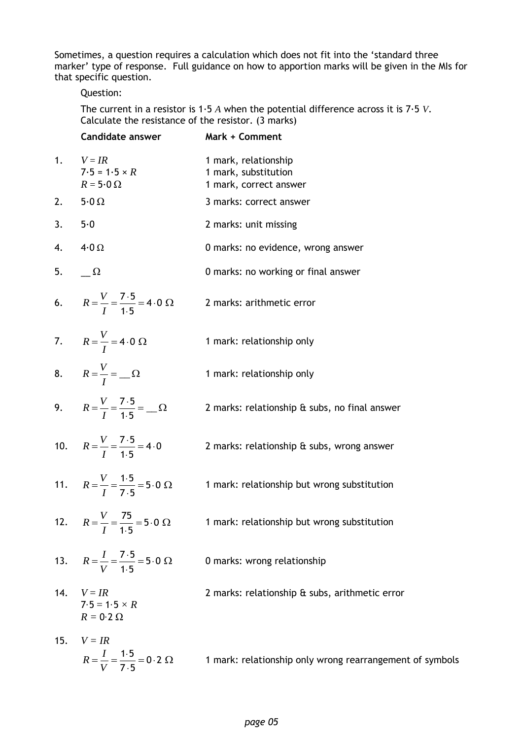Sometimes, a question requires a calculation which does not fit into the 'standard three marker' type of response. Full guidance on how to apportion marks will be given in the MIs for that specific question.

Question:

The current in a resistor is 1·5 $A$ when the potential difference across it is 7·5 $V$. Calculate the resistance of the resistor. (3 marks)

| | **Candidate answer** | **Mark + Comment** |
|---|---|---|
| 1. | $V = IR$<br>$7{\cdot}5 = 1{\cdot}5 \times R$<br>$R = 5{\cdot}0\,\Omega$ | 1 mark, relationship<br>1 mark, substitution<br>1 mark, correct answer |
| 2. | $5{\cdot}0\,\Omega$ | 3 marks: correct answer |
| 3. | $5{\cdot}0$ | 2 marks: unit missing |
| 4. | $4{\cdot}0\,\Omega$ | 0 marks: no evidence, wrong answer |
| 5. | $\_\_\,\Omega$ | 0 marks: no working or final answer |
| 6. | $R = \frac{V}{I} = \frac{7{\cdot}5}{1{\cdot}5} = 4{\cdot}0\ \Omega$ | 2 marks: arithmetic error |
| 7. | $R = \frac{V}{I} = 4{\cdot}0\ \Omega$ | 1 mark: relationship only |
| 8. | $R = \frac{V}{I} = \_\_\,\Omega$ | 1 mark: relationship only |
| 9. | $R = \frac{V}{I} = \frac{7{\cdot}5}{1{\cdot}5} = \_\_\,\Omega$ | 2 marks: relationship & subs, no final answer |
| 10. | $R = \frac{V}{I} = \frac{7{\cdot}5}{1{\cdot}5} = 4{\cdot}0$ | 2 marks: relationship & subs, wrong answer |
| 11. | $R = \frac{V}{I} = \frac{1{\cdot}5}{7{\cdot}5} = 5{\cdot}0\ \Omega$ | 1 mark: relationship but wrong substitution |
| 12. | $R = \frac{V}{I} = \frac{75}{1{\cdot}5} = 5{\cdot}0\ \Omega$ | 1 mark: relationship but wrong substitution |
| 13. | $R = \frac{I}{V} = \frac{7{\cdot}5}{1{\cdot}5} = 5{\cdot}0\ \Omega$ | 0 marks: wrong relationship |
| 14. | $V = IR$<br>$7{\cdot}5 = 1{\cdot}5 \times R$<br>$R = 0{\cdot}2\,\Omega$ | 2 marks: relationship & subs, arithmetic error |
| 15. | $V = IR$<br>$R = \frac{I}{V} = \frac{1{\cdot}5}{7{\cdot}5} = 0{\cdot}2\ \Omega$ | 1 mark: relationship only wrong rearrangement of symbols |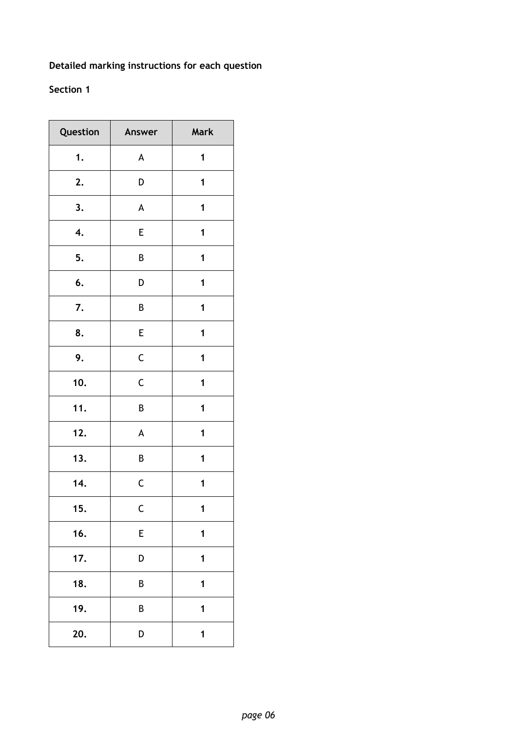**Detailed marking instructions for each question**

**Section 1**

| Question | Answer | Mark |
|---|---|---|
| **1.** | A | **1** |
| **2.** | D | **1** |
| **3.** | A | **1** |
| **4.** | E | **1** |
| **5.** | B | **1** |
| **6.** | D | **1** |
| **7.** | B | **1** |
| **8.** | E | **1** |
| **9.** | C | **1** |
| **10.** | C | **1** |
| **11.** | B | **1** |
| **12.** | A | **1** |
| **13.** | B | **1** |
| **14.** | C | **1** |
| **15.** | C | **1** |
| **16.** | E | **1** |
| **17.** | D | **1** |
| **18.** | B | **1** |
| **19.** | B | **1** |
| **20.** | D | **1** |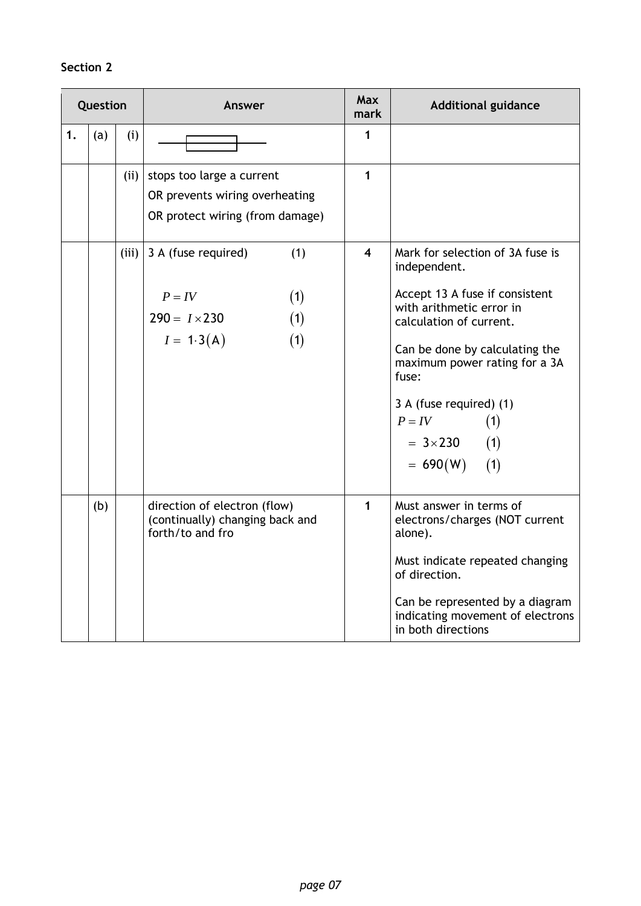**Section 2**

| Question | | | Answer | Max mark | Additional guidance |
|---|---|---|---|---|---|
| 1. | (a) | (i) | ▭ (resistor/fuse symbol: rectangle on a line) | 1 | |
| | | (ii) | stops too large a current<br>OR prevents wiring overheating<br>OR protect wiring (from damage) | 1 | |
| | | (iii) | 3 A (fuse required) (1)<br><br>$P = IV$ (1)<br>$290 = I \times 230$ (1)<br>$I = 1{\cdot}3(\text{A})$ (1) | 4 | Mark for selection of 3A fuse is independent.<br><br>Accept 13 A fuse if consistent with arithmetic error in calculation of current.<br><br>Can be done by calculating the maximum power rating for a 3A fuse:<br><br>3 A (fuse required) (1)<br>$P = IV$ (1)<br>$= 3 \times 230$ (1)<br>$= 690(\text{W})$ (1) |
| | (b) | | direction of electron (flow) (continually) changing back and forth/to and fro | 1 | Must answer in terms of electrons/charges (NOT current alone).<br><br>Must indicate repeated changing of direction.<br><br>Can be represented by a diagram indicating movement of electrons in both directions |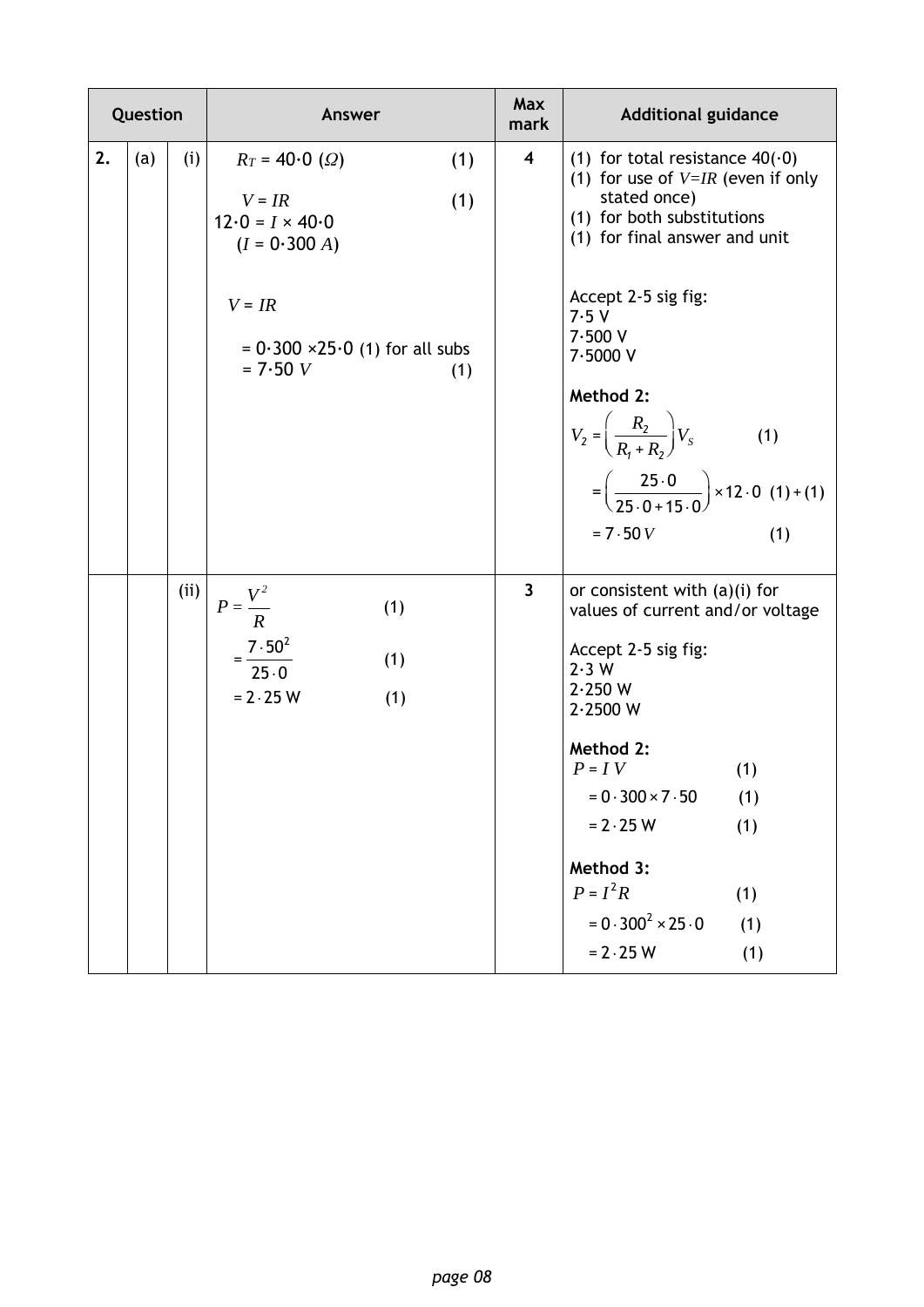| Question | | | Answer | Max mark | Additional guidance |
|---|---|---|---|---|---|
| 2. | (a) | (i) | $R_T$ = 40·0 ($\Omega$) (1)<br><br>$V = IR$ (1)<br>12·0 = $I$ × 40·0<br>($I$ = 0·300 $A$)<br><br>$V = IR$<br><br>= 0·300 ×25·0 (1) for all subs<br>= 7·50 $V$ (1) | 4 | (1) for total resistance 40(·0)<br>(1) for use of $V=IR$ (even if only stated once)<br>(1) for both substitutions<br>(1) for final answer and unit<br><br>Accept 2-5 sig fig:<br>7·5 V<br>7·500 V<br>7·5000 V<br><br>**Method 2:**<br>$V_2 = \left(\frac{R_2}{R_1 + R_2}\right)V_S$ (1)<br>$= \left(\frac{25\cdot0}{25\cdot0 + 15\cdot0}\right) \times 12\cdot0$ (1) + (1)<br>$= 7\cdot50\,V$ (1) |
| | | (ii) | $P = \frac{V^2}{R}$ (1)<br>$= \frac{7\cdot50^2}{25\cdot0}$ (1)<br>$= 2\cdot25$ W (1) | 3 | or consistent with (a)(i) for values of current and/or voltage<br><br>Accept 2-5 sig fig:<br>2·3 W<br>2·250 W<br>2·2500 W<br><br>**Method 2:**<br>$P = IV$ (1)<br>$= 0\cdot300 \times 7\cdot50$ (1)<br>$= 2\cdot25$ W (1)<br><br>**Method 3:**<br>$P = I^2R$ (1)<br>$= 0\cdot300^2 \times 25\cdot0$ (1)<br>$= 2\cdot25$ W (1) |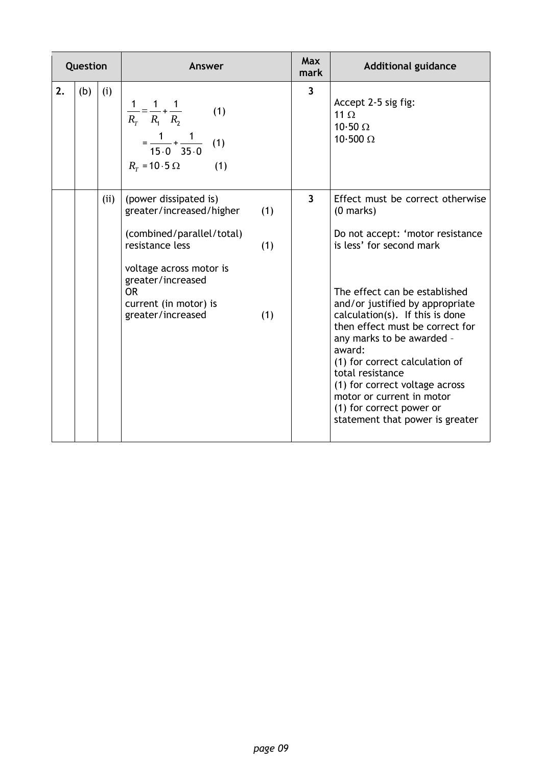| Question | | | Answer | Max mark | Additional guidance |
|---|---|---|---|---|---|
| 2. | (b) | (i) | $\frac{1}{R_T} = \frac{1}{R_1} + \frac{1}{R_2}$ (1)<br><br>$= \frac{1}{15 \cdot 0} + \frac{1}{35 \cdot 0}$ (1)<br><br>$R_T = 10 \cdot 5 \ \Omega$ (1) | 3 | Accept 2-5 sig fig:<br>11 Ω<br>10·50 Ω<br>10·500 Ω |
| | | (ii) | (power dissipated is) greater/increased/higher (1)<br><br>(combined/parallel/total) resistance less (1)<br><br>voltage across motor is greater/increased<br>OR<br>current (in motor) is greater/increased (1) | 3 | Effect must be correct otherwise (0 marks)<br><br>Do not accept: 'motor resistance is less' for second mark<br><br>The effect can be established and/or justified by appropriate calculation(s). If this is done then effect must be correct for any marks to be awarded – award:<br>(1) for correct calculation of total resistance<br>(1) for correct voltage across motor or current in motor<br>(1) for correct power or statement that power is greater |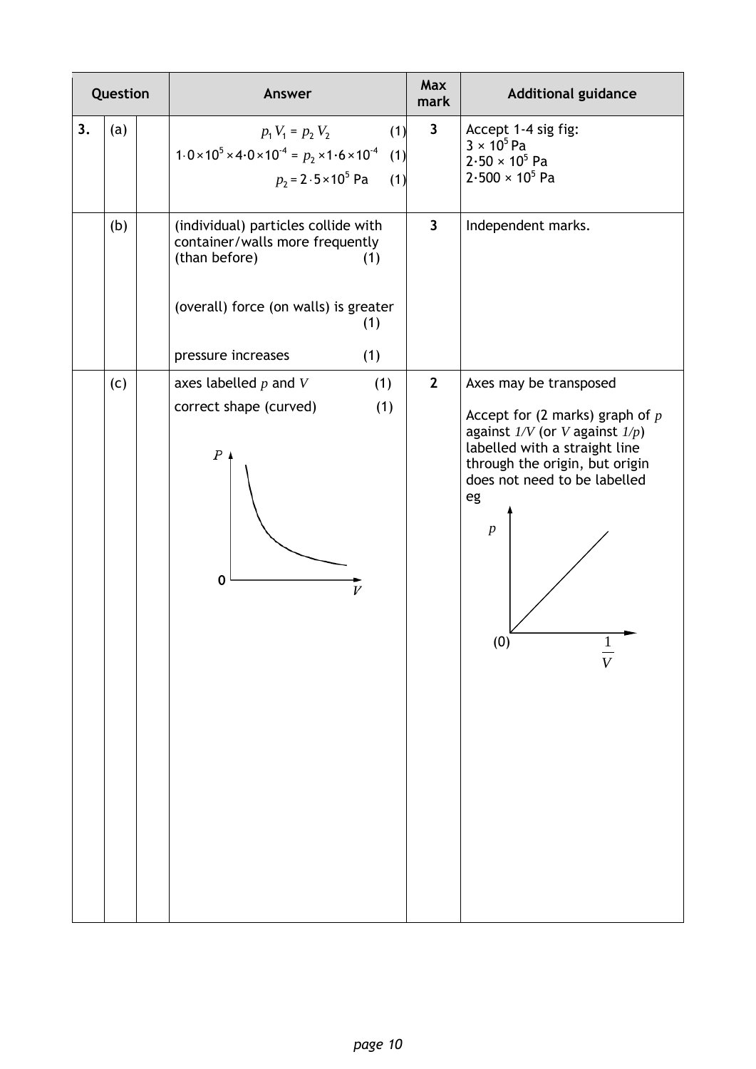| Question | | | Answer | Max mark | Additional guidance |
|---|---|---|---|---|---|
| 3. | (a) | | $p_1 V_1 = p_2 V_2$ (1)<br>$1{\cdot}0 \times 10^5 \times 4{\cdot}0 \times 10^{-4} = p_2 \times 1{\cdot}6 \times 10^{-4}$ (1)<br>$p_2 = 2{\cdot}5 \times 10^5$ Pa (1) | 3 | Accept 1-4 sig fig:<br>$3 \times 10^5$ Pa<br>$2{\cdot}50 \times 10^5$ Pa<br>$2{\cdot}500 \times 10^5$ Pa |
| | (b) | | (individual) particles collide with container/walls more frequently (than before) (1)<br><br>(overall) force (on walls) is greater (1)<br><br>pressure increases (1) | 3 | Independent marks. |
| | (c) | | axes labelled $p$ and $V$ (1)<br>correct shape (curved) (1) | 2 | Axes may be transposed<br><br>Accept for (2 marks) graph of $p$ against $1/V$ (or $V$ against $1/p$) labelled with a straight line through the origin, but origin does not need to be labelled<br>eg |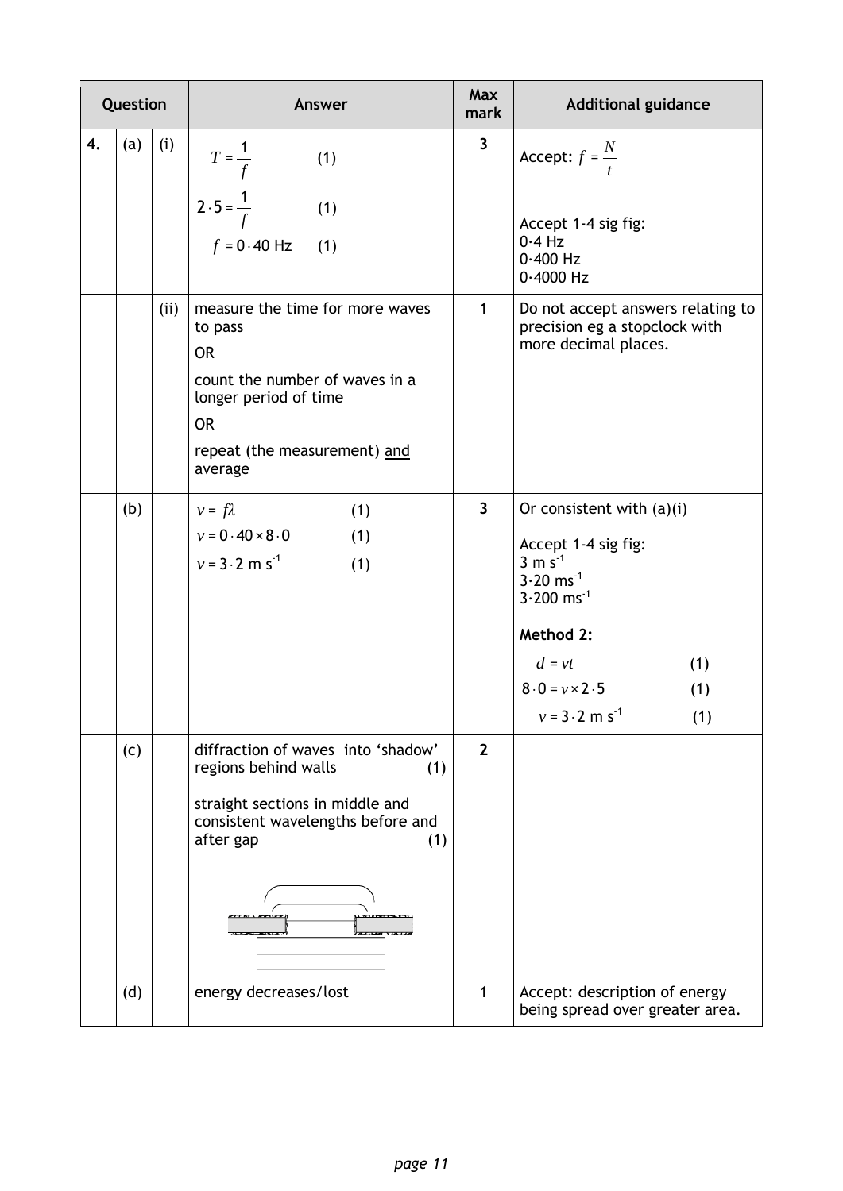| Question | | | Answer | Max mark | Additional guidance |
|---|---|---|---|---|---|
| 4. | (a) | (i) | $T = \frac{1}{f}$ (1)<br><br>$2 \cdot 5 = \frac{1}{f}$ (1)<br><br>$f = 0 \cdot 40$ Hz (1) | 3 | Accept: $f = \frac{N}{t}$<br><br>Accept 1-4 sig fig:<br>0·4 Hz<br>0·400 Hz<br>0·4000 Hz |
| | | (ii) | measure the time for more waves to pass<br><br>OR<br><br>count the number of waves in a longer period of time<br><br>OR<br><br>repeat (the measurement) and average | 1 | Do not accept answers relating to precision eg a stopclock with more decimal places. |
| | (b) | | $v = f\lambda$ (1)<br><br>$v = 0 \cdot 40 \times 8 \cdot 0$ (1)<br><br>$v = 3 \cdot 2$ m s$^{-1}$ (1) | 3 | Or consistent with (a)(i)<br><br>Accept 1-4 sig fig:<br>3 m s$^{-1}$<br>3·20 ms$^{-1}$<br>3·200 ms$^{-1}$<br><br>**Method 2:**<br><br>$d = vt$ (1)<br><br>$8 \cdot 0 = v \times 2 \cdot 5$ (1)<br><br>$v = 3 \cdot 2$ m s$^{-1}$ (1) |
| | (c) | | diffraction of waves into 'shadow' regions behind walls (1)<br><br>straight sections in middle and consistent wavelengths before and after gap (1) | 2 | |
| | (d) | | energy decreases/lost | 1 | Accept: description of energy being spread over greater area. |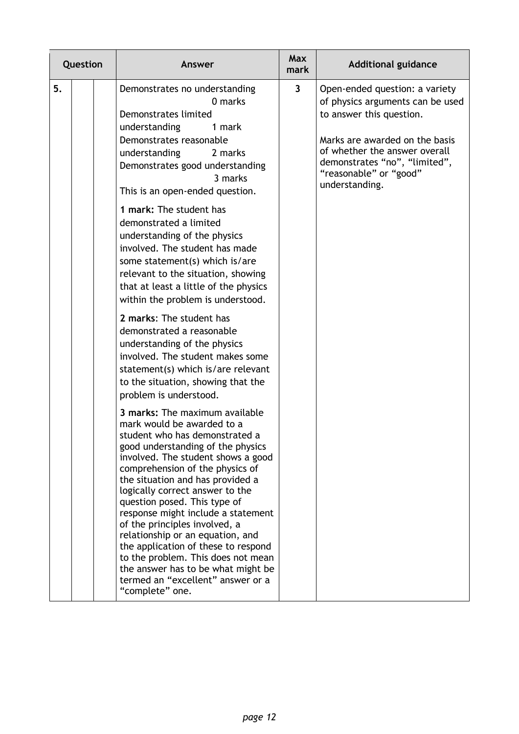| Question | | | Answer | Max mark | Additional guidance |
|---|---|---|---|---|---|
| 5. | | | Demonstrates no understanding 0 marks<br>Demonstrates limited understanding 1 mark<br>Demonstrates reasonable understanding 2 marks<br>Demonstrates good understanding 3 marks<br>This is an open-ended question.<br><br>**1 mark:** The student has demonstrated a limited understanding of the physics involved. The student has made some statement(s) which is/are relevant to the situation, showing that at least a little of the physics within the problem is understood.<br><br>**2 marks:** The student has demonstrated a reasonable understanding of the physics involved. The student makes some statement(s) which is/are relevant to the situation, showing that the problem is understood.<br><br>**3 marks:** The maximum available mark would be awarded to a student who has demonstrated a good understanding of the physics involved. The student shows a good comprehension of the physics of the situation and has provided a logically correct answer to the question posed. This type of response might include a statement of the principles involved, a relationship or an equation, and the application of these to respond to the problem. This does not mean the answer has to be what might be termed an "excellent" answer or a "complete" one. | 3 | Open-ended question: a variety of physics arguments can be used to answer this question.<br><br>Marks are awarded on the basis of whether the answer overall demonstrates "no", "limited", "reasonable" or "good" understanding. |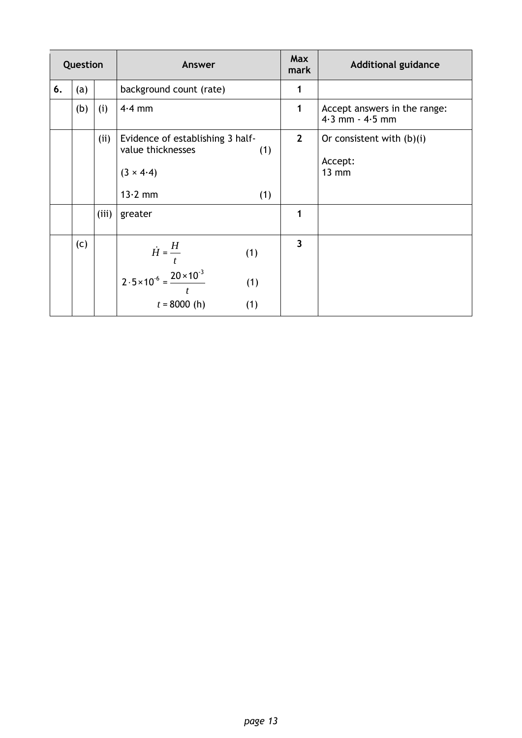| Question | | | Answer | Max mark | Additional guidance |
|---|---|---|---|---|---|
| 6. | (a) | | background count (rate) | 1 | |
| | (b) | (i) | 4·4 mm | 1 | Accept answers in the range: 4·3 mm - 4·5 mm |
| | | (ii) | Evidence of establishing 3 half-value thicknesses (1)<br><br>(3 × 4·4)<br><br>13·2 mm (1) | 2 | Or consistent with (b)(i)<br><br>Accept:<br>13 mm |
| | | (iii) | greater | 1 | |
| | (c) | | $\dot{H} = \frac{H}{t}$ (1)<br><br>$2 \cdot 5 \times 10^{-6} = \frac{20 \times 10^{-3}}{t}$ (1)<br><br>$t = 8000$ (h) (1) | 3 | |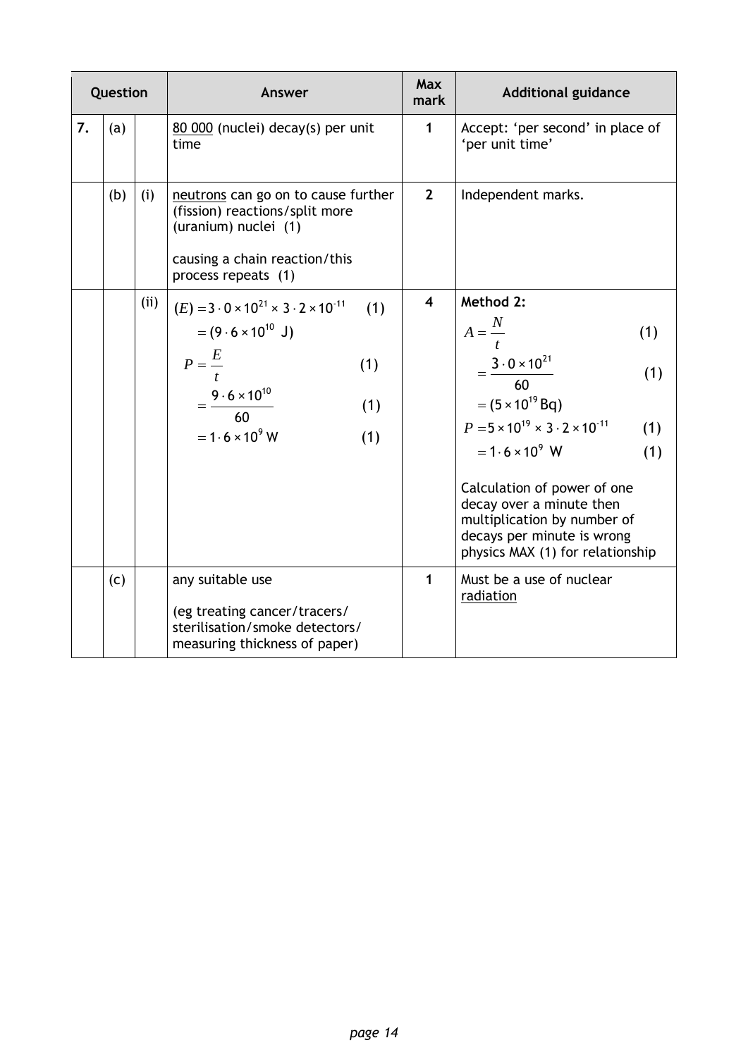| Question | | | Answer | Max mark | Additional guidance |
|---|---|---|---|---|---|
| 7. | (a) | | 80 000 (nuclei) decay(s) per unit time | 1 | Accept: 'per second' in place of 'per unit time' |
| | (b) | (i) | neutrons can go on to cause further (fission) reactions/split more (uranium) nuclei (1)<br><br>causing a chain reaction/this process repeats (1) | 2 | Independent marks. |
| | | (ii) | $(E) = 3 \cdot 0 \times 10^{21} \times 3 \cdot 2 \times 10^{-11}$ (1)<br>$= (9 \cdot 6 \times 10^{10}$ J)<br>$P = \frac{E}{t}$ (1)<br>$= \frac{9 \cdot 6 \times 10^{10}}{60}$ (1)<br>$= 1 \cdot 6 \times 10^{9}$ W (1) | 4 | **Method 2:**<br>$A = \frac{N}{t}$ (1)<br>$= \frac{3 \cdot 0 \times 10^{21}}{60}$ (1)<br>$= (5 \times 10^{19}$ Bq)<br>$P = 5 \times 10^{19} \times 3 \cdot 2 \times 10^{-11}$ (1)<br>$= 1 \cdot 6 \times 10^{9}$ W (1)<br><br>Calculation of power of one decay over a minute then multiplication by number of decays per minute is wrong physics MAX (1) for relationship |
| | (c) | | any suitable use<br><br>(eg treating cancer/tracers/sterilisation/smoke detectors/measuring thickness of paper) | 1 | Must be a use of nuclear radiation |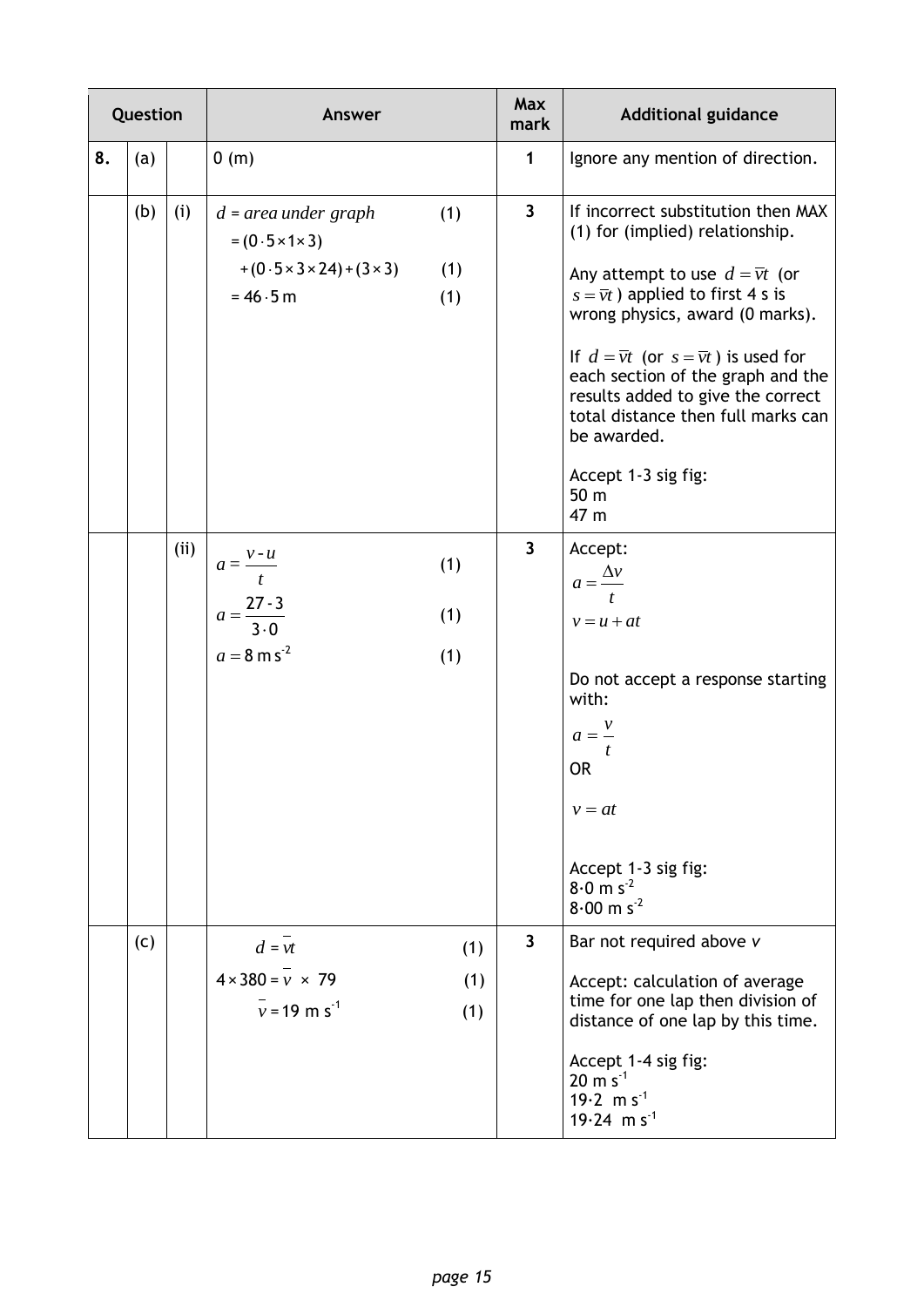| Question | | | Answer | Max mark | Additional guidance |
|---|---|---|---|---|---|
| 8. | (a) | | 0 (m) | 1 | Ignore any mention of direction. |
| | (b) | (i) | $d = area\ under\ graph$ (1)<br>$= (0{\cdot}5 \times 1 \times 3)$<br>$+ (0{\cdot}5 \times 3 \times 24) + (3 \times 3)$ (1)<br>$= 46{\cdot}5$ m (1) | 3 | If incorrect substitution then MAX (1) for (implied) relationship.<br><br>Any attempt to use $d = \bar{v}t$ (or $s = \bar{v}t$) applied to first 4 s is wrong physics, award (0 marks).<br><br>If $d = \bar{v}t$ (or $s = \bar{v}t$) is used for each section of the graph and the results added to give the correct total distance then full marks can be awarded.<br><br>Accept 1-3 sig fig:<br>50 m<br>47 m |
| | | (ii) | $a = \frac{v - u}{t}$ (1)<br>$a = \frac{27 - 3}{3{\cdot}0}$ (1)<br>$a = 8$ m s$^{-2}$ (1) | 3 | Accept:<br>$a = \frac{\Delta v}{t}$<br>$v = u + at$<br><br>Do not accept a response starting with:<br>$a = \frac{v}{t}$<br>OR<br>$v = at$<br><br>Accept 1-3 sig fig:<br>8·0 m s$^{-2}$<br>8·00 m s$^{-2}$ |
| | (c) | | $d = \bar{v}t$ (1)<br>$4 \times 380 = \bar{v} \times 79$ (1)<br>$\bar{v} = 19$ m s$^{-1}$ (1) | 3 | Bar not required above $v$<br><br>Accept: calculation of average time for one lap then division of distance of one lap by this time.<br><br>Accept 1-4 sig fig:<br>20 m s$^{-1}$<br>19·2 m s$^{-1}$<br>19·24 m s$^{-1}$ |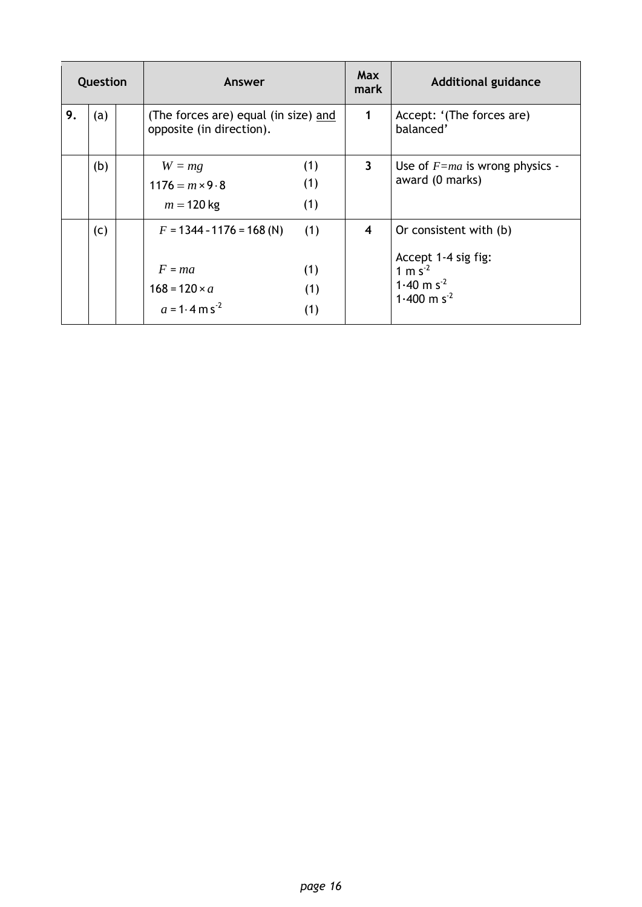| Question | | | Answer | Max mark | Additional guidance |
|---|---|---|---|---|---|
| 9. | (a) | | (The forces are) equal (in size) and opposite (in direction). | 1 | Accept: '(The forces are) balanced' |
| | (b) | | $W = mg$ (1)<br>$1176 = m \times 9 \cdot 8$ (1)<br>$m = 120$ kg (1) | 3 | Use of $F=ma$ is wrong physics - award (0 marks) |
| | (c) | | $F = 1344 - 1176 = 168$ (N) (1)<br><br>$F = ma$ (1)<br>$168 = 120 \times a$ (1)<br>$a = 1 \cdot 4$ m s$^{-2}$ (1) | 4 | Or consistent with (b)<br><br>Accept 1-4 sig fig:<br>1 m s$^{-2}$<br>1·40 m s$^{-2}$<br>1·400 m s$^{-2}$ |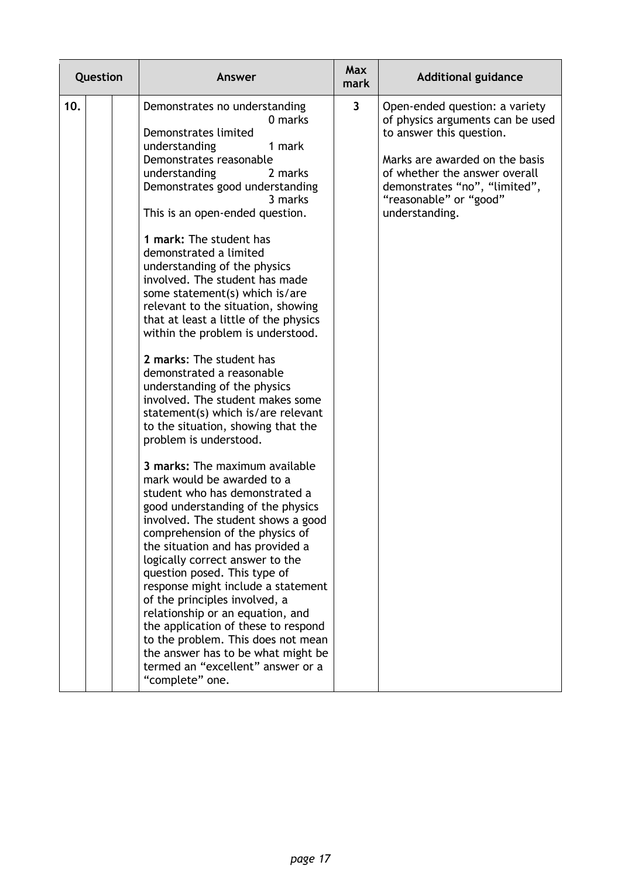| Question | | | Answer | Max mark | Additional guidance |
|---|---|---|---|---|---|
| 10. | | | Demonstrates no understanding 0 marks<br>Demonstrates limited understanding 1 mark<br>Demonstrates reasonable understanding 2 marks<br>Demonstrates good understanding 3 marks<br>This is an open-ended question.<br><br>**1 mark:** The student has demonstrated a limited understanding of the physics involved. The student has made some statement(s) which is/are relevant to the situation, showing that at least a little of the physics within the problem is understood.<br><br>**2 marks**: The student has demonstrated a reasonable understanding of the physics involved. The student makes some statement(s) which is/are relevant to the situation, showing that the problem is understood.<br><br>**3 marks:** The maximum available mark would be awarded to a student who has demonstrated a good understanding of the physics involved. The student shows a good comprehension of the physics of the situation and has provided a logically correct answer to the question posed. This type of response might include a statement of the principles involved, a relationship or an equation, and the application of these to respond to the problem. This does not mean the answer has to be what might be termed an "excellent" answer or a "complete" one. | 3 | Open-ended question: a variety of physics arguments can be used to answer this question.<br><br>Marks are awarded on the basis of whether the answer overall demonstrates "no", "limited", "reasonable" or "good" understanding. |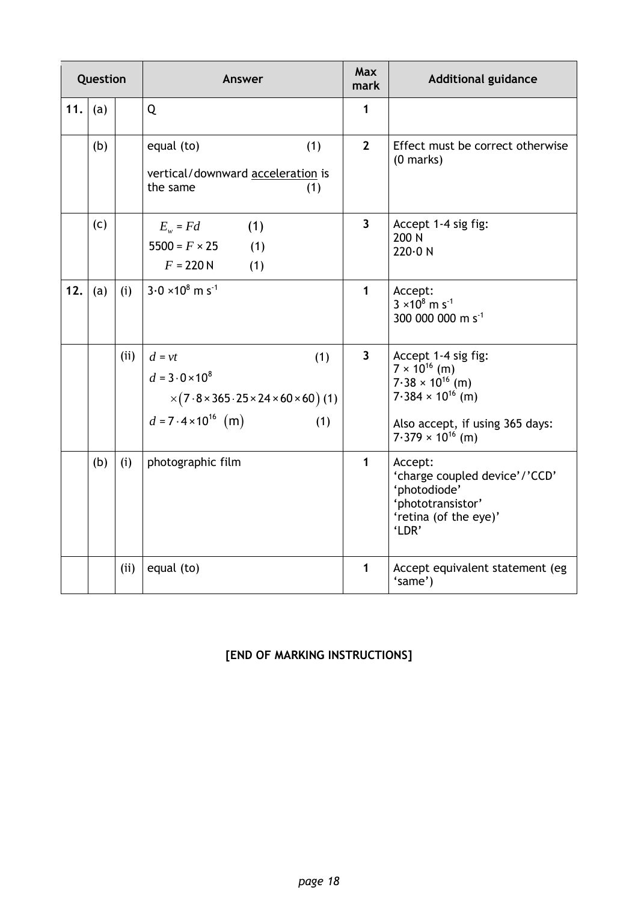| Question | | | Answer | Max mark | Additional guidance |
|---|---|---|---|---|---|
| 11. | (a) | | Q | 1 | |
| | (b) | | equal (to) (1)<br><br>vertical/downward acceleration is the same (1) | 2 | Effect must be correct otherwise (0 marks) |
| | (c) | | $E_w = Fd$ (1)<br>$5500 = F \times 25$ (1)<br>$F = 220\,\text{N}$ (1) | 3 | Accept 1-4 sig fig:<br>200 N<br>220·0 N |
| 12. | (a) | (i) | $3{\cdot}0 \times 10^8$ m s$^{-1}$ | 1 | Accept:<br>$3 \times 10^8$ m s$^{-1}$<br>300 000 000 m s$^{-1}$ |
| | | (ii) | $d = vt$ (1)<br>$d = 3{\cdot}0 \times 10^8 \times (7{\cdot}8 \times 365{\cdot}25 \times 24 \times 60 \times 60)$ (1)<br>$d = 7{\cdot}4 \times 10^{16}$ (m) (1) | 3 | Accept 1-4 sig fig:<br>$7 \times 10^{16}$ (m)<br>$7{\cdot}38 \times 10^{16}$ (m)<br>$7{\cdot}384 \times 10^{16}$ (m)<br><br>Also accept, if using 365 days:<br>$7{\cdot}379 \times 10^{16}$ (m) |
| | (b) | (i) | photographic film | 1 | Accept:<br>'charge coupled device'/'CCD'<br>'photodiode'<br>'phototransistor'<br>'retina (of the eye)'<br>'LDR' |
| | | (ii) | equal (to) | 1 | Accept equivalent statement (eg 'same') |

**[END OF MARKING INSTRUCTIONS]**